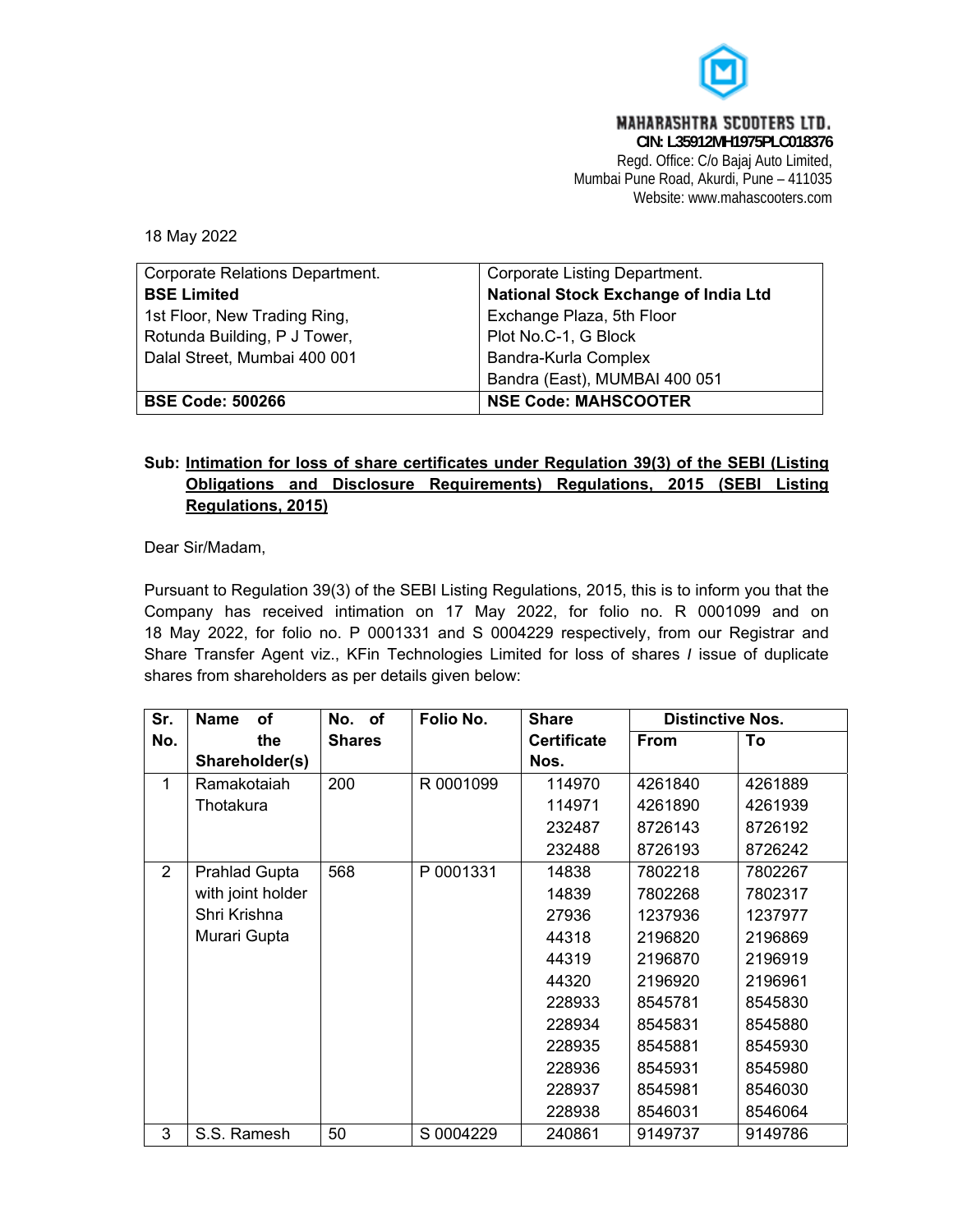**MAHARASHTRA SCOOTERS LTD.**
**CIN: L35912MH1975PLC018376**
Regd. Office: C/o Bajaj Auto Limited,
Mumbai Pune Road, Akurdi, Pune – 411035
Website: www.mahascooters.com

18 May 2022

| Corporate Relations Department. | Corporate Listing Department. |
|---|---|
| **BSE Limited** | **National Stock Exchange of India Ltd** |
| 1st Floor, New Trading Ring, | Exchange Plaza, 5th Floor |
| Rotunda Building, P J Tower, | Plot No.C-1, G Block |
| Dalal Street, Mumbai 400 001 | Bandra-Kurla Complex |
| | Bandra (East), MUMBAI 400 051 |
| **BSE Code: 500266** | **NSE Code: MAHSCOOTER** |

**Sub: <u>Intimation for loss of share certificates under Regulation 39(3) of the SEBI (Listing Obligations and Disclosure Requirements) Regulations, 2015 (SEBI Listing Regulations, 2015)</u>**

Dear Sir/Madam,

Pursuant to Regulation 39(3) of the SEBI Listing Regulations, 2015, this is to inform you that the Company has received intimation on 17 May 2022, for folio no. R 0001099 and on 18 May 2022, for folio no. P 0001331 and S 0004229 respectively, from our Registrar and Share Transfer Agent viz., KFin Technologies Limited for loss of shares / issue of duplicate shares from shareholders as per details given below:

| Sr. No. | Name of the Shareholder(s) | No. of Shares | Folio No. | Share Certificate Nos. | Distinctive Nos. | |
|---|---|---|---|---|---|---|
| | | | | | From | To |
| 1 | Ramakotaiah Thotakura | 200 | R 0001099 | 114970 | 4261840 | 4261889 |
| | | | | 114971 | 4261890 | 4261939 |
| | | | | 232487 | 8726143 | 8726192 |
| | | | | 232488 | 8726193 | 8726242 |
| 2 | Prahlad Gupta with joint holder Shri Krishna Murari Gupta | 568 | P 0001331 | 14838 | 7802218 | 7802267 |
| | | | | 14839 | 7802268 | 7802317 |
| | | | | 27936 | 1237936 | 1237977 |
| | | | | 44318 | 2196820 | 2196869 |
| | | | | 44319 | 2196870 | 2196919 |
| | | | | 44320 | 2196920 | 2196961 |
| | | | | 228933 | 8545781 | 8545830 |
| | | | | 228934 | 8545831 | 8545880 |
| | | | | 228935 | 8545881 | 8545930 |
| | | | | 228936 | 8545931 | 8545980 |
| | | | | 228937 | 8545981 | 8546030 |
| | | | | 228938 | 8546031 | 8546064 |
| 3 | S.S. Ramesh | 50 | S 0004229 | 240861 | 9149737 | 9149786 |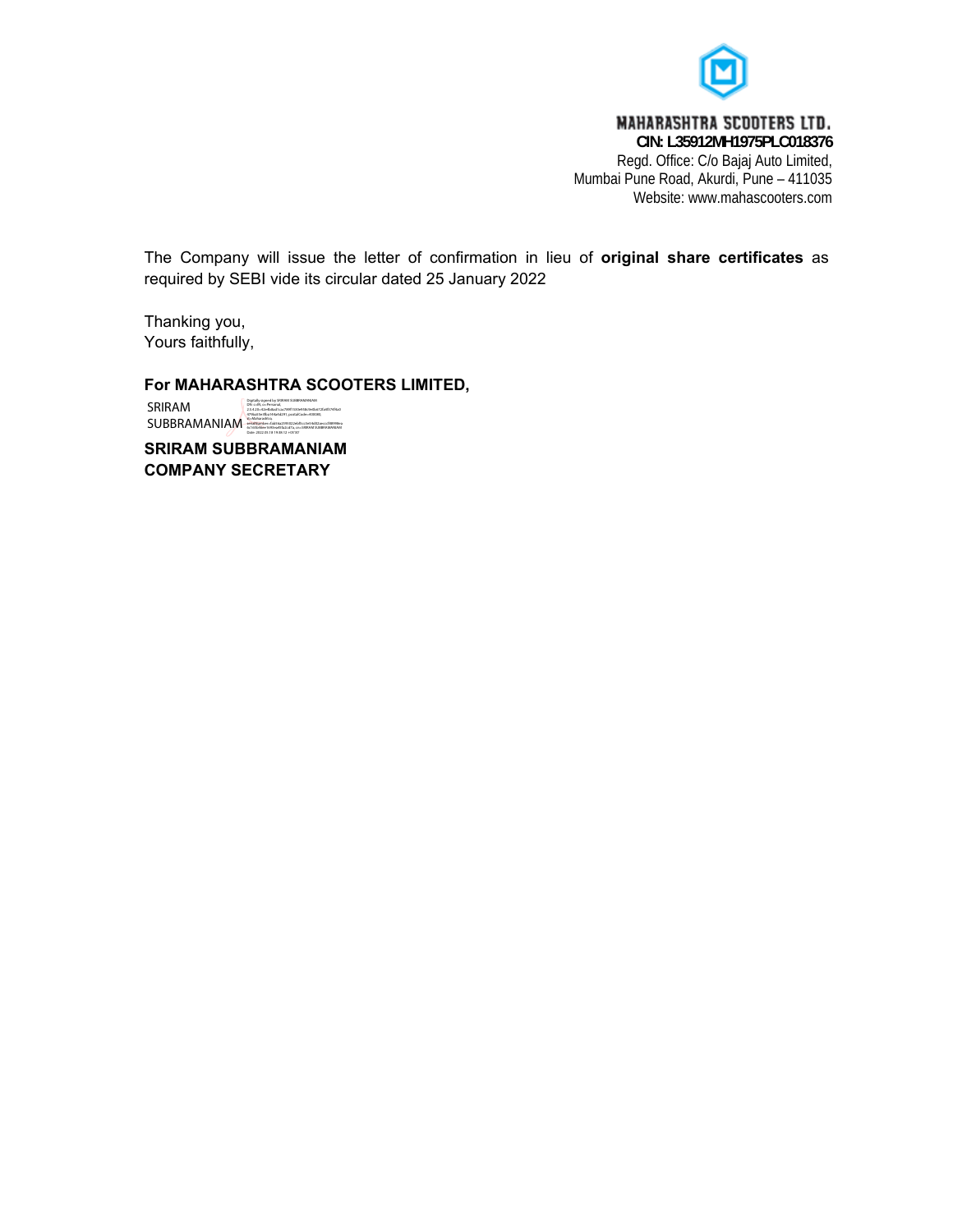**MAHARASHTRA SCOOTERS LTD.**
**CIN: L35912MH1975PLC018376**
Regd. Office: C/o Bajaj Auto Limited,
Mumbai Pune Road, Akurdi, Pune – 411035
Website: www.mahascooters.com

The Company will issue the letter of confirmation in lieu of **original share certificates** as required by SEBI vide its circular dated 25 January 2022

Thanking you,
Yours faithfully,

**For MAHARASHTRA SCOOTERS LIMITED,**

SRIRAM SUBBRAMANIAM

**SRIRAM SUBBRAMANIAM**
**COMPANY SECRETARY**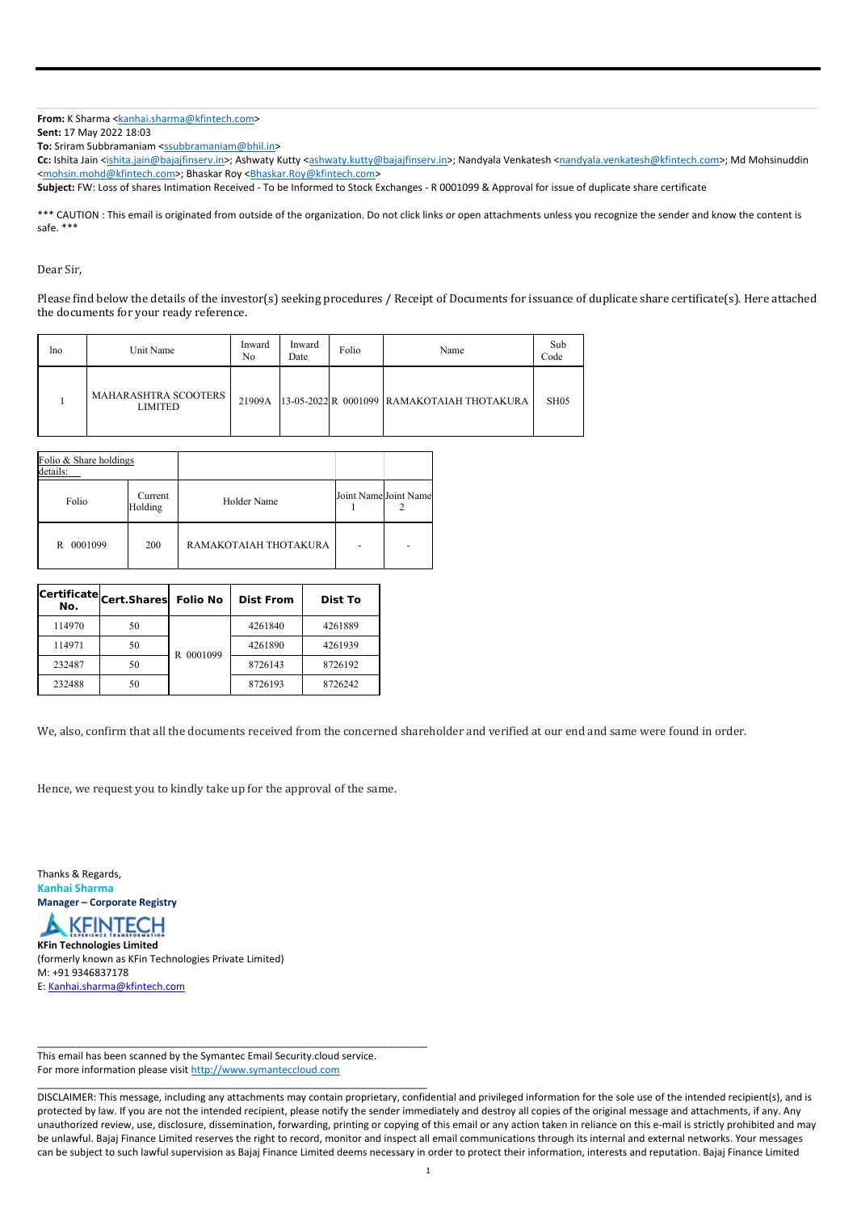**From:** K Sharma <kanhai.sharma@kfintech.com>
**Sent:** 17 May 2022 18:03
**To:** Sriram Subbramaniam <ssubbramaniam@bhil.in>
**Cc:** Ishita Jain <ishita.jain@bajajfinserv.in>; Ashwaty Kutty <ashwaty.kutty@bajajfinserv.in>; Nandyala Venkatesh <nandyala.venkatesh@kfintech.com>; Md Mohsinuddin <mohsin.mohd@kfintech.com>; Bhaskar Roy <Bhaskar.Roy@kfintech.com>
**Subject:** FW: Loss of shares Intimation Received - To be Informed to Stock Exchanges - R 0001099 & Approval for issue of duplicate share certificate

*** CAUTION : This email is originated from outside of the organization. Do not click links or open attachments unless you recognize the sender and know the content is safe. ***

Dear Sir,

Please find below the details of the investor(s) seeking procedures / Receipt of Documents for issuance of duplicate share certificate(s). Here attached the documents for your ready reference.

| lno | Unit Name | Inward No | Inward Date | Folio | Name | Sub Code |
|---|---|---|---|---|---|---|
| 1 | MAHARASHTRA SCOOTERS LIMITED | 21909A | 13-05-2022 | R 0001099 | RAMAKOTAIAH THOTAKURA | SH05 |

| Folio & Share holdings details: | | | | |
|---|---|---|---|---|
| Folio | Current Holding | Holder Name | Joint Name 1 | Joint Name 2 |
| R 0001099 | 200 | RAMAKOTAIAH THOTAKURA | - | - |

| Certificate No. | Cert.Shares | Folio No | Dist From | Dist To |
|---|---|---|---|---|
| 114970 | 50 | R 0001099 | 4261840 | 4261889 |
| 114971 | 50 | | 4261890 | 4261939 |
| 232487 | 50 | | 8726143 | 8726192 |
| 232488 | 50 | | 8726193 | 8726242 |

We, also, confirm that all the documents received from the concerned shareholder and verified at our end and same were found in order.

Hence, we request you to kindly take up for the approval of the same.

Thanks & Regards,
**Kanhai Sharma**
**Manager – Corporate Registry**

KFINTECH
EXPERIENCE TRANSFORMATION

**KFin Technologies Limited**
(formerly known as KFin Technologies Private Limited)
M: +91 9346837178
E: Kanhai.sharma@kfintech.com

---

This email has been scanned by the Symantec Email Security.cloud service.
For more information please visit http://www.symanteccloud.com

---

DISCLAIMER: This message, including any attachments may contain proprietary, confidential and privileged information for the sole use of the intended recipient(s), and is protected by law. If you are not the intended recipient, please notify the sender immediately and destroy all copies of the original message and attachments, if any. Any unauthorized review, use, disclosure, dissemination, forwarding, printing or copying of this email or any action taken in reliance on this e-mail is strictly prohibited and may be unlawful. Bajaj Finance Limited reserves the right to record, monitor and inspect all email communications through its internal and external networks. Your messages can be subject to such lawful supervision as Bajaj Finance Limited deems necessary in order to protect their information, interests and reputation. Bajaj Finance Limited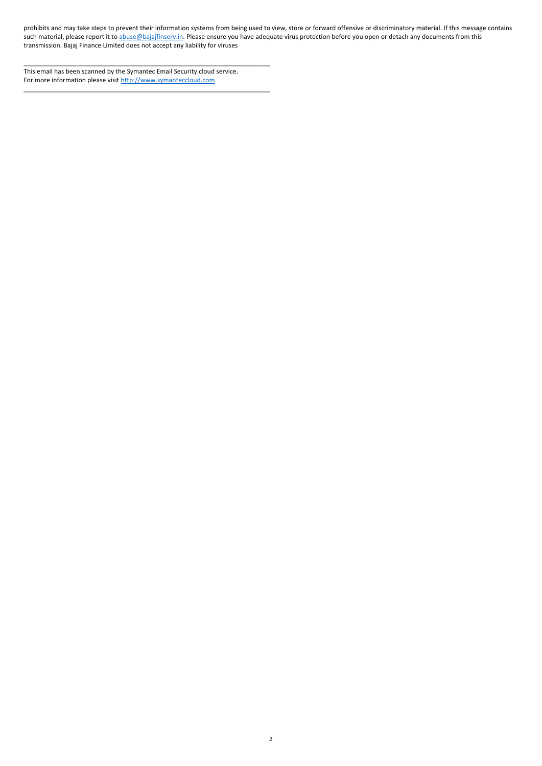prohibits and may take steps to prevent their information systems from being used to view, store or forward offensive or discriminatory material. If this message contains such material, please report it to abuse@bajajfinserv.in. Please ensure you have adequate virus protection before you open or detach any documents from this transmission. Bajaj Finance Limited does not accept any liability for viruses

______________________________________________________________________

This email has been scanned by the Symantec Email Security.cloud service.
For more information please visit http://www.symanteccloud.com

______________________________________________________________________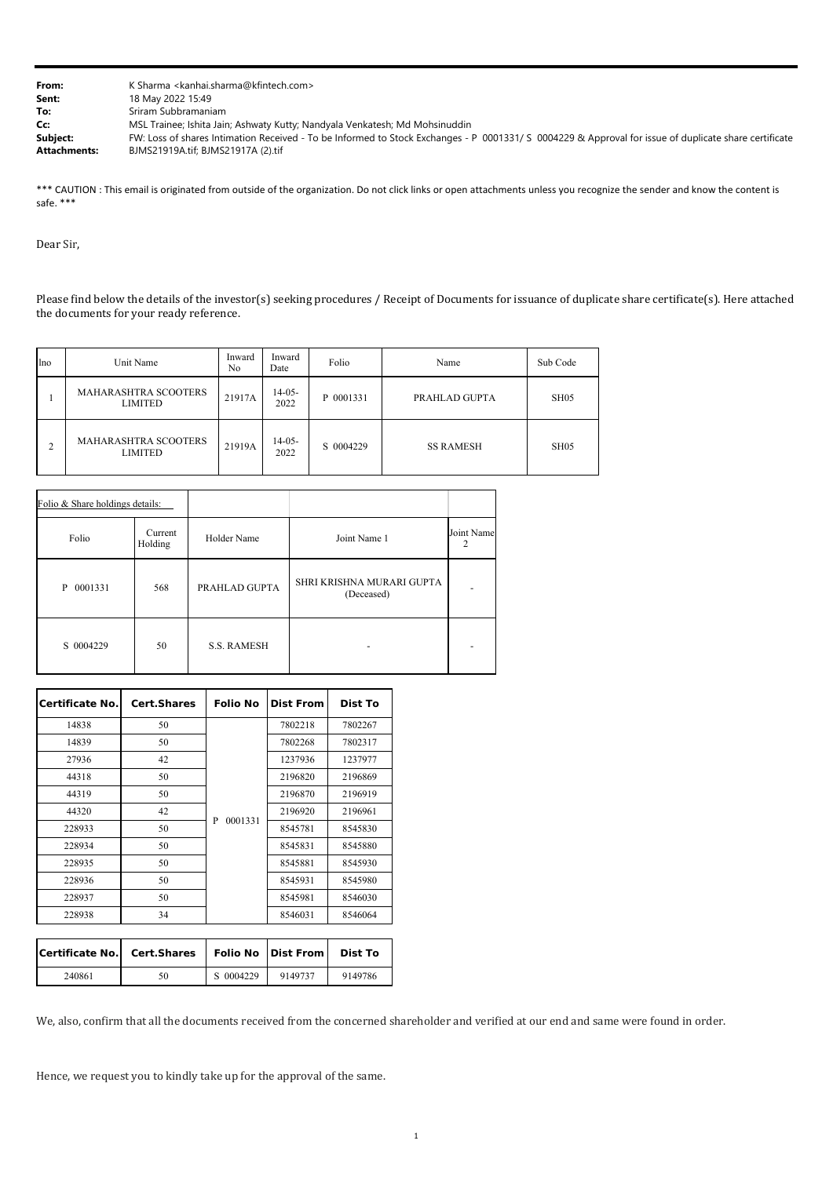**From:** K Sharma <kanhai.sharma@kfintech.com>
**Sent:** 18 May 2022 15:49
**To:** Sriram Subbramaniam
**Cc:** MSL Trainee; Ishita Jain; Ashwaty Kutty; Nandyala Venkatesh; Md Mohsinuddin
**Subject:** FW: Loss of shares Intimation Received - To be Informed to Stock Exchanges - P 0001331/ S 0004229 & Approval for issue of duplicate share certificate
**Attachments:** BJMS21919A.tif; BJMS21917A (2).tif

*** CAUTION : This email is originated from outside of the organization. Do not click links or open attachments unless you recognize the sender and know the content is safe. ***

Dear Sir,

Please find below the details of the investor(s) seeking procedures / Receipt of Documents for issuance of duplicate share certificate(s). Here attached the documents for your ready reference.

| lno | Unit Name | Inward No | Inward Date | Folio | Name | Sub Code |
|---|---|---|---|---|---|---|
| 1 | MAHARASHTRA SCOOTERS LIMITED | 21917A | 14-05-2022 | P 0001331 | PRAHLAD GUPTA | SH05 |
| 2 | MAHARASHTRA SCOOTERS LIMITED | 21919A | 14-05-2022 | S 0004229 | SS RAMESH | SH05 |

| Folio & Share holdings details: | | | | |
|---|---|---|---|---|
| Folio | Current Holding | Holder Name | Joint Name 1 | Joint Name 2 |
| P 0001331 | 568 | PRAHLAD GUPTA | SHRI KRISHNA MURARI GUPTA (Deceased) | - |
| S 0004229 | 50 | S.S. RAMESH | - | - |

| Certificate No. | Cert.Shares | Folio No | Dist From | Dist To |
|---|---|---|---|---|
| 14838 | 50 | P 0001331 | 7802218 | 7802267 |
| 14839 | 50 | | 7802268 | 7802317 |
| 27936 | 42 | | 1237936 | 1237977 |
| 44318 | 50 | | 2196820 | 2196869 |
| 44319 | 50 | | 2196870 | 2196919 |
| 44320 | 42 | | 2196920 | 2196961 |
| 228933 | 50 | | 8545781 | 8545830 |
| 228934 | 50 | | 8545831 | 8545880 |
| 228935 | 50 | | 8545881 | 8545930 |
| 228936 | 50 | | 8545931 | 8545980 |
| 228937 | 50 | | 8545981 | 8546030 |
| 228938 | 34 | | 8546031 | 8546064 |

| Certificate No. | Cert.Shares | Folio No | Dist From | Dist To |
|---|---|---|---|---|
| 240861 | 50 | S 0004229 | 9149737 | 9149786 |

We, also, confirm that all the documents received from the concerned shareholder and verified at our end and same were found in order.

Hence, we request you to kindly take up for the approval of the same.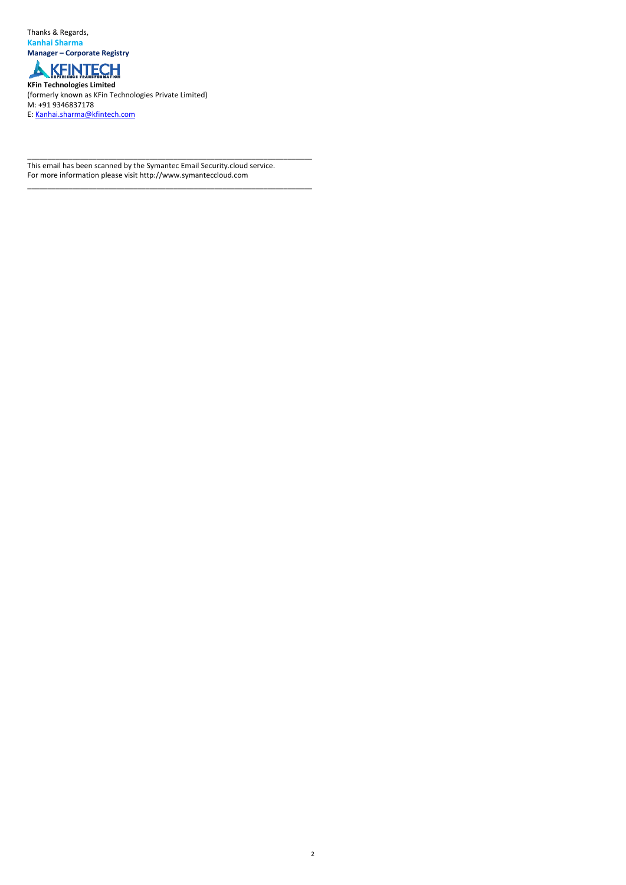Thanks & Regards,

**Kanhai Sharma**

**Manager – Corporate Registry**

KFINTECH

EXPERIENCE TRANSFORMATION

**KFin Technologies Limited**

(formerly known as KFin Technologies Private Limited)

M: +91 9346837178

E: Kanhai.sharma@kfintech.com

---

This email has been scanned by the Symantec Email Security.cloud service.

For more information please visit http://www.symanteccloud.com

---